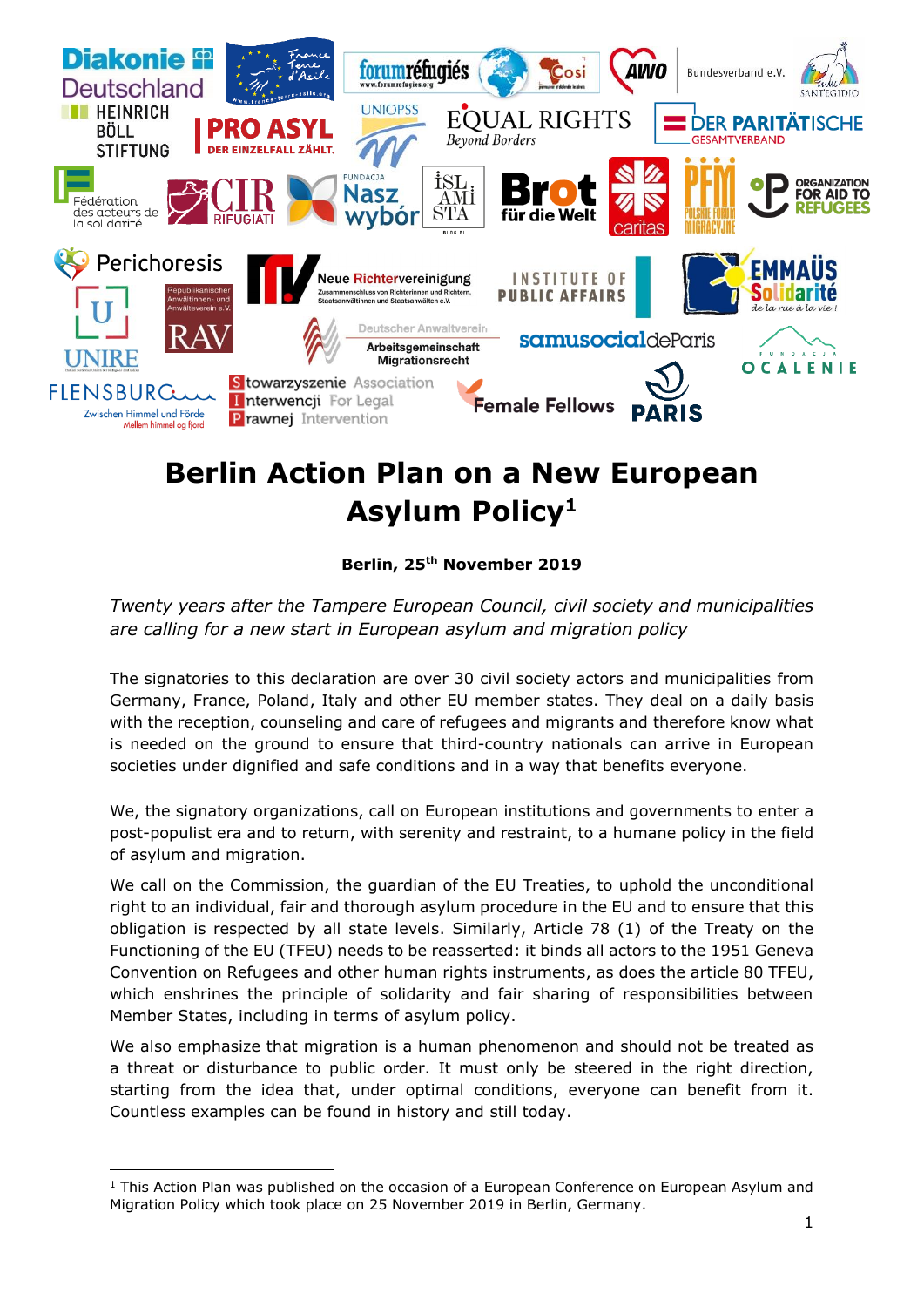# Berlin Action Plan on a New European Asylum Policy[1]

**Berlin, 25th November 2019**

*Twenty years after the Tampere European Council, civil society and municipalities are calling for a new start in European asylum and migration policy*

The signatories to this declaration are over 30 civil society actors and municipalities from Germany, France, Poland, Italy and other EU member states. They deal on a daily basis with the reception, counseling and care of refugees and migrants and therefore know what is needed on the ground to ensure that third-country nationals can arrive in European societies under dignified and safe conditions and in a way that benefits everyone.

We, the signatory organizations, call on European institutions and governments to enter a post-populist era and to return, with serenity and restraint, to a humane policy in the field of asylum and migration.

We call on the Commission, the guardian of the EU Treaties, to uphold the unconditional right to an individual, fair and thorough asylum procedure in the EU and to ensure that this obligation is respected by all state levels. Similarly, Article 78 (1) of the Treaty on the Functioning of the EU (TFEU) needs to be reasserted: it binds all actors to the 1951 Geneva Convention on Refugees and other human rights instruments, as does the article 80 TFEU, which enshrines the principle of solidarity and fair sharing of responsibilities between Member States, including in terms of asylum policy.

We also emphasize that migration is a human phenomenon and should not be treated as a threat or disturbance to public order. It must only be steered in the right direction, starting from the idea that, under optimal conditions, everyone can benefit from it. Countless examples can be found in history and still today.

[1] This Action Plan was published on the occasion of a European Conference on European Asylum and Migration Policy which took place on 25 November 2019 in Berlin, Germany.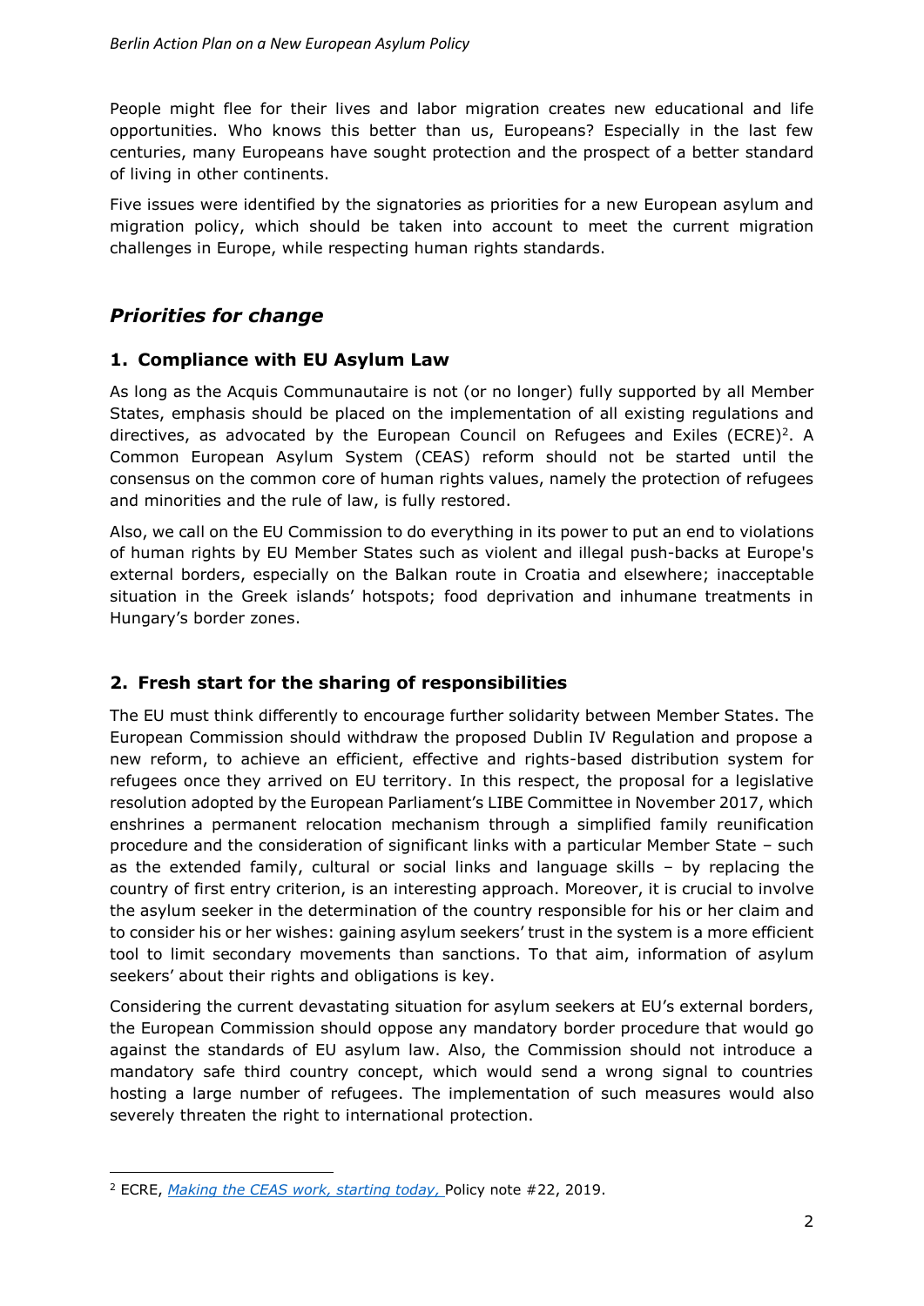People might flee for their lives and labor migration creates new educational and life opportunities. Who knows this better than us, Europeans? Especially in the last few centuries, many Europeans have sought protection and the prospect of a better standard of living in other continents.

Five issues were identified by the signatories as priorities for a new European asylum and migration policy, which should be taken into account to meet the current migration challenges in Europe, while respecting human rights standards.

## *Priorities for change*

### 1. Compliance with EU Asylum Law

As long as the Acquis Communautaire is not (or no longer) fully supported by all Member States, emphasis should be placed on the implementation of all existing regulations and directives, as advocated by the European Council on Refugees and Exiles (ECRE)[2]. A Common European Asylum System (CEAS) reform should not be started until the consensus on the common core of human rights values, namely the protection of refugees and minorities and the rule of law, is fully restored.

Also, we call on the EU Commission to do everything in its power to put an end to violations of human rights by EU Member States such as violent and illegal push-backs at Europe's external borders, especially on the Balkan route in Croatia and elsewhere; inacceptable situation in the Greek islands' hotspots; food deprivation and inhumane treatments in Hungary's border zones.

### 2. Fresh start for the sharing of responsibilities

The EU must think differently to encourage further solidarity between Member States. The European Commission should withdraw the proposed Dublin IV Regulation and propose a new reform, to achieve an efficient, effective and rights-based distribution system for refugees once they arrived on EU territory. In this respect, the proposal for a legislative resolution adopted by the European Parliament's LIBE Committee in November 2017, which enshrines a permanent relocation mechanism through a simplified family reunification procedure and the consideration of significant links with a particular Member State – such as the extended family, cultural or social links and language skills – by replacing the country of first entry criterion, is an interesting approach. Moreover, it is crucial to involve the asylum seeker in the determination of the country responsible for his or her claim and to consider his or her wishes: gaining asylum seekers' trust in the system is a more efficient tool to limit secondary movements than sanctions. To that aim, information of asylum seekers' about their rights and obligations is key.

Considering the current devastating situation for asylum seekers at EU's external borders, the European Commission should oppose any mandatory border procedure that would go against the standards of EU asylum law. Also, the Commission should not introduce a mandatory safe third country concept, which would send a wrong signal to countries hosting a large number of refugees. The implementation of such measures would also severely threaten the right to international protection.

---

[2] ECRE, *Making the CEAS work, starting today,* Policy note #22, 2019.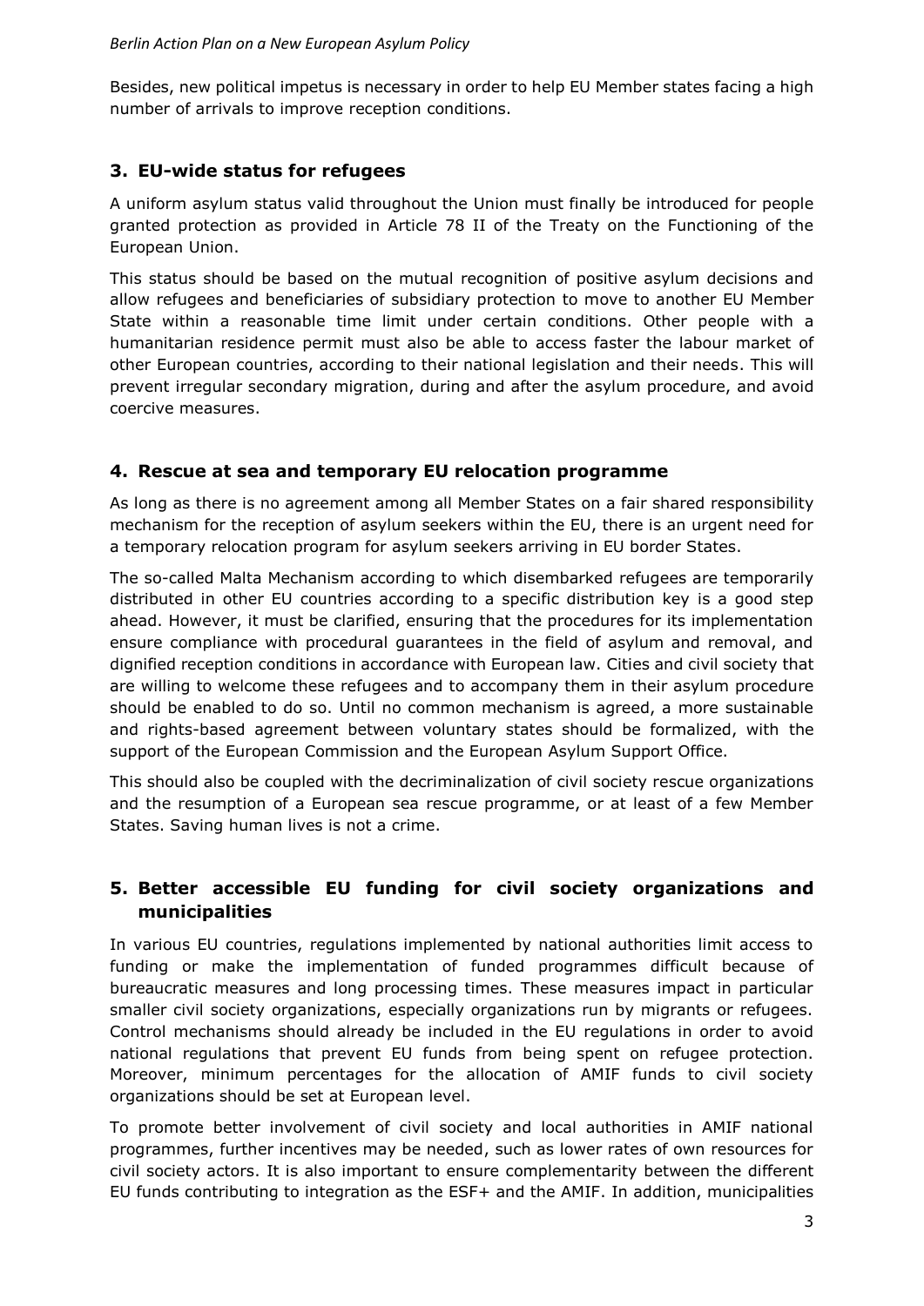Besides, new political impetus is necessary in order to help EU Member states facing a high number of arrivals to improve reception conditions.

## 3. EU-wide status for refugees

A uniform asylum status valid throughout the Union must finally be introduced for people granted protection as provided in Article 78 II of the Treaty on the Functioning of the European Union.

This status should be based on the mutual recognition of positive asylum decisions and allow refugees and beneficiaries of subsidiary protection to move to another EU Member State within a reasonable time limit under certain conditions. Other people with a humanitarian residence permit must also be able to access faster the labour market of other European countries, according to their national legislation and their needs. This will prevent irregular secondary migration, during and after the asylum procedure, and avoid coercive measures.

## 4. Rescue at sea and temporary EU relocation programme

As long as there is no agreement among all Member States on a fair shared responsibility mechanism for the reception of asylum seekers within the EU, there is an urgent need for a temporary relocation program for asylum seekers arriving in EU border States.

The so-called Malta Mechanism according to which disembarked refugees are temporarily distributed in other EU countries according to a specific distribution key is a good step ahead. However, it must be clarified, ensuring that the procedures for its implementation ensure compliance with procedural guarantees in the field of asylum and removal, and dignified reception conditions in accordance with European law. Cities and civil society that are willing to welcome these refugees and to accompany them in their asylum procedure should be enabled to do so. Until no common mechanism is agreed, a more sustainable and rights-based agreement between voluntary states should be formalized, with the support of the European Commission and the European Asylum Support Office.

This should also be coupled with the decriminalization of civil society rescue organizations and the resumption of a European sea rescue programme, or at least of a few Member States. Saving human lives is not a crime.

## 5. Better accessible EU funding for civil society organizations and municipalities

In various EU countries, regulations implemented by national authorities limit access to funding or make the implementation of funded programmes difficult because of bureaucratic measures and long processing times. These measures impact in particular smaller civil society organizations, especially organizations run by migrants or refugees. Control mechanisms should already be included in the EU regulations in order to avoid national regulations that prevent EU funds from being spent on refugee protection. Moreover, minimum percentages for the allocation of AMIF funds to civil society organizations should be set at European level.

To promote better involvement of civil society and local authorities in AMIF national programmes, further incentives may be needed, such as lower rates of own resources for civil society actors. It is also important to ensure complementarity between the different EU funds contributing to integration as the ESF+ and the AMIF. In addition, municipalities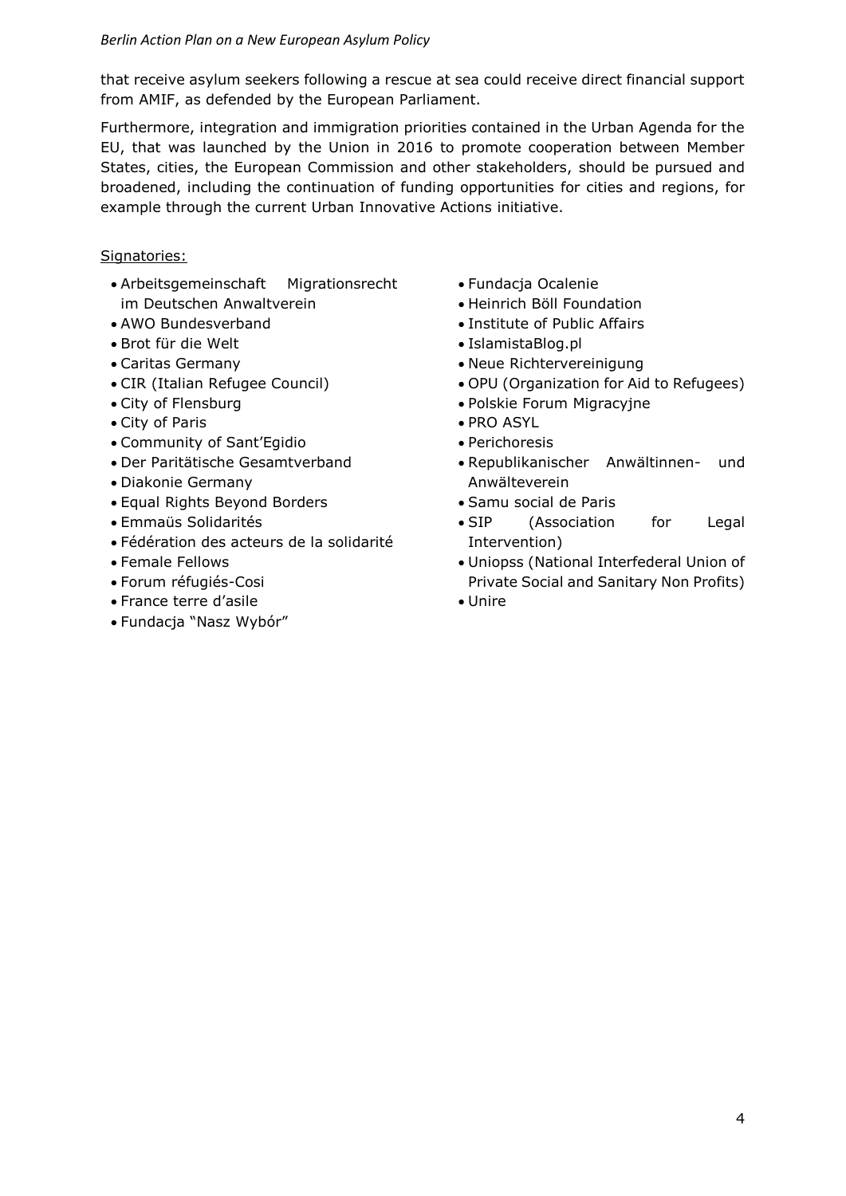that receive asylum seekers following a rescue at sea could receive direct financial support from AMIF, as defended by the European Parliament.

Furthermore, integration and immigration priorities contained in the Urban Agenda for the EU, that was launched by the Union in 2016 to promote cooperation between Member States, cities, the European Commission and other stakeholders, should be pursued and broadened, including the continuation of funding opportunities for cities and regions, for example through the current Urban Innovative Actions initiative.

Signatories:

- Arbeitsgemeinschaft Migrationsrecht im Deutschen Anwaltverein
- AWO Bundesverband
- Brot für die Welt
- Caritas Germany
- CIR (Italian Refugee Council)
- City of Flensburg
- City of Paris
- Community of Sant'Egidio
- Der Paritätische Gesamtverband
- Diakonie Germany
- Equal Rights Beyond Borders
- Emmaüs Solidarités
- Fédération des acteurs de la solidarité
- Female Fellows
- Forum réfugiés-Cosi
- France terre d'asile
- Fundacja "Nasz Wybór"
- Fundacja Ocalenie
- Heinrich Böll Foundation
- Institute of Public Affairs
- IslamistaBlog.pl
- Neue Richtervereinigung
- OPU (Organization for Aid to Refugees)
- Polskie Forum Migracyjne
- PRO ASYL
- Perichoresis
- Republikanischer Anwältinnen- und Anwälteverein
- Samu social de Paris
- SIP (Association for Legal Intervention)
- Uniopss (National Interfederal Union of Private Social and Sanitary Non Profits)
- Unire